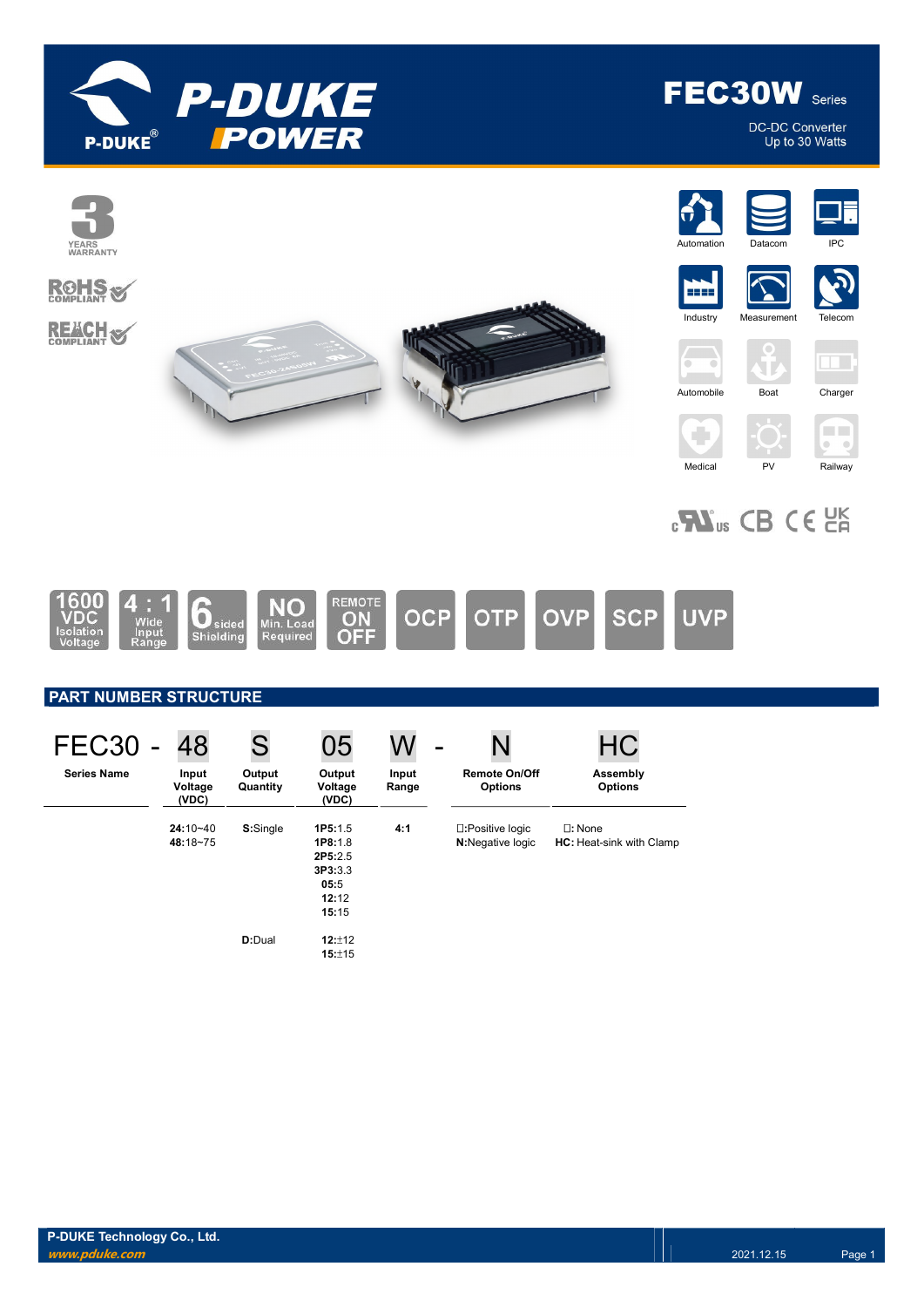# FEC30W Series

DC-DC Converter
Up to 30 Watts

3 YEARS WARRANTY

RoHS COMPLIANT

REACH COMPLIANT

Automation | Datacom | IPC | Industry | Measurement | Telecom | Automobile | Boat | Charger | Medical | PV | Railway

1600 VDC Isolation Voltage | 4 : 1 Wide Input Range | 6 sided Shielding | NO Min. Load Required | REMOTE ON OFF | OCP | OTP | OVP | SCP | UVP

## PART NUMBER STRUCTURE

| FEC30 - | 48 | S | 05 | W - | N | HC |
|---|---|---|---|---|---|---|
| Series Name | Input Voltage (VDC) | Output Quantity | Output Voltage (VDC) | Input Range | Remote On/Off Options | Assembly Options |
| | **24:**10~40<br>**48:**18~75 | **S:**Single | **1P5:**1.5<br>**1P8:**1.8<br>**2P5:**2.5<br>**3P3:**3.3<br>**05:**5<br>**12:**12<br>**15:**15 | **4:1** | ☐:Positive logic<br>**N:**Negative logic | ☐: None<br>**HC:** Heat-sink with Clamp |
| | | **D:**Dual | **12:**±12<br>**15:**±15 | | | |

**P-DUKE Technology Co., Ltd.**
*www.pduke.com*

2021.12.15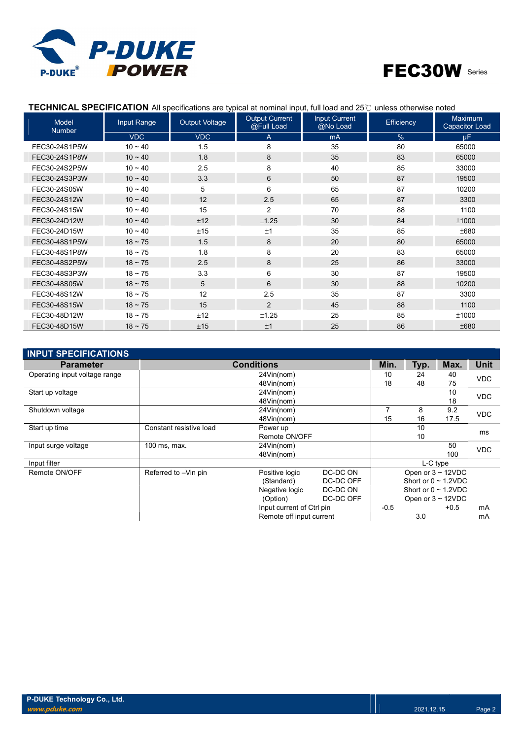**TECHNICAL SPECIFICATION** All specifications are typical at nominal input, full load and 25℃ unless otherwise noted

| Model Number | Input Range | Output Voltage | Output Current @Full Load | Input Current @No Load | Efficiency | Maximum Capacitor Load |
|---|---|---|---|---|---|---|
| | VDC | VDC | A | mA | % | µF |
| FEC30-24S1P5W | 10 ~ 40 | 1.5 | 8 | 35 | 80 | 65000 |
| FEC30-24S1P8W | 10 ~ 40 | 1.8 | 8 | 35 | 83 | 65000 |
| FEC30-24S2P5W | 10 ~ 40 | 2.5 | 8 | 40 | 85 | 33000 |
| FEC30-24S3P3W | 10 ~ 40 | 3.3 | 6 | 50 | 87 | 19500 |
| FEC30-24S05W | 10 ~ 40 | 5 | 6 | 65 | 87 | 10200 |
| FEC30-24S12W | 10 ~ 40 | 12 | 2.5 | 65 | 87 | 3300 |
| FEC30-24S15W | 10 ~ 40 | 15 | 2 | 70 | 88 | 1100 |
| FEC30-24D12W | 10 ~ 40 | ±12 | ±1.25 | 30 | 84 | ±1000 |
| FEC30-24D15W | 10 ~ 40 | ±15 | ±1 | 35 | 85 | ±680 |
| FEC30-48S1P5W | 18 ~ 75 | 1.5 | 8 | 20 | 80 | 65000 |
| FEC30-48S1P8W | 18 ~ 75 | 1.8 | 8 | 20 | 83 | 65000 |
| FEC30-48S2P5W | 18 ~ 75 | 2.5 | 8 | 25 | 86 | 33000 |
| FEC30-48S3P3W | 18 ~ 75 | 3.3 | 6 | 30 | 87 | 19500 |
| FEC30-48S05W | 18 ~ 75 | 5 | 6 | 30 | 88 | 10200 |
| FEC30-48S12W | 18 ~ 75 | 12 | 2.5 | 35 | 87 | 3300 |
| FEC30-48S15W | 18 ~ 75 | 15 | 2 | 45 | 88 | 1100 |
| FEC30-48D12W | 18 ~ 75 | ±12 | ±1.25 | 25 | 85 | ±1000 |
| FEC30-48D15W | 18 ~ 75 | ±15 | ±1 | 25 | 86 | ±680 |

## INPUT SPECIFICATIONS

| Parameter | Conditions | | | Min. | Typ. | Max. | Unit |
|---|---|---|---|---|---|---|---|
| Operating input voltage range | | 24Vin(nom) | | 10 | 24 | 40 | VDC |
| | | 48Vin(nom) | | 18 | 48 | 75 | |
| Start up voltage | | 24Vin(nom) | | | | 10 | VDC |
| | | 48Vin(nom) | | | | 18 | |
| Shutdown voltage | | 24Vin(nom) | | 7 | 8 | 9.2 | VDC |
| | | 48Vin(nom) | | 15 | 16 | 17.5 | |
| Start up time | Constant resistive load | Power up | | | 10 | | ms |
| | | Remote ON/OFF | | | 10 | | |
| Input surge voltage | 100 ms, max. | 24Vin(nom) | | | | 50 | VDC |
| | | 48Vin(nom) | | | | 100 | |
| Input filter | | | | L-C type | | | |
| Remote ON/OFF | Referred to –Vin pin | Positive logic | DC-DC ON | Open or 3 ~ 12VDC | | | |
| | | (Standard) | DC-DC OFF | Short or 0 ~ 1.2VDC | | | |
| | | Negative logic | DC-DC ON | Short or 0 ~ 1.2VDC | | | |
| | | (Option) | DC-DC OFF | Open or 3 ~ 12VDC | | | |
| | | Input current of Ctrl pin | | -0.5 | | +0.5 | mA |
| | | Remote off input current | | | 3.0 | | mA |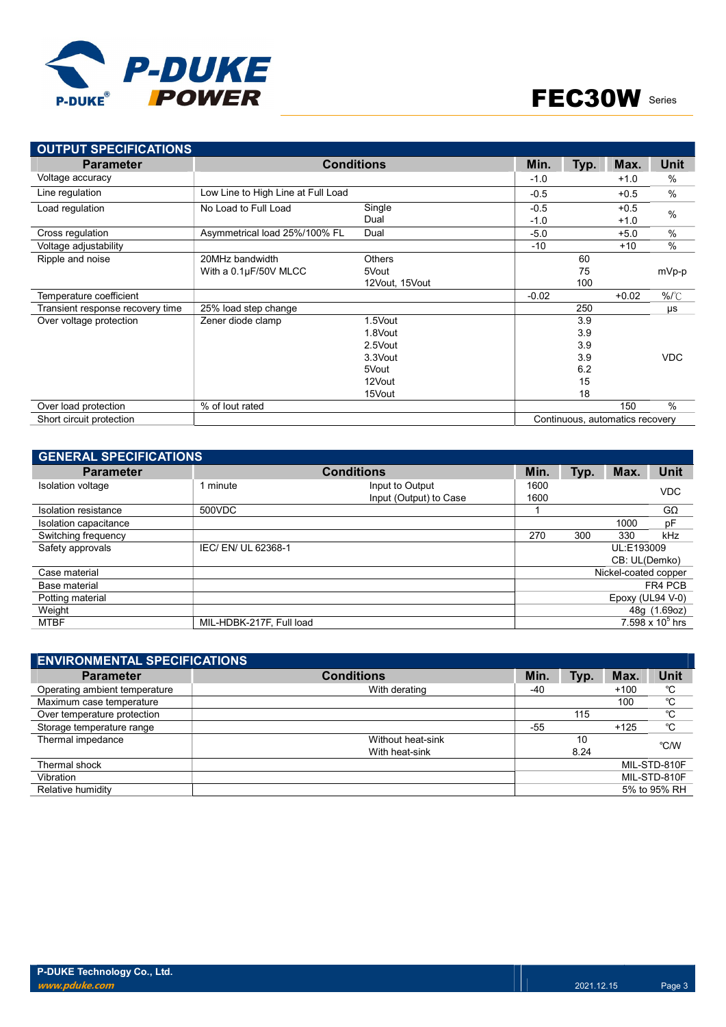## OUTPUT SPECIFICATIONS

| Parameter | Conditions | | Min. | Typ. | Max. | Unit |
|---|---|---|---|---|---|---|
| Voltage accuracy | | | -1.0 | | +1.0 | % |
| Line regulation | Low Line to High Line at Full Load | | -0.5 | | +0.5 | % |
| Load regulation | No Load to Full Load | Single | -0.5 | | +0.5 | % |
| | | Dual | -1.0 | | +1.0 | % |
| Cross regulation | Asymmetrical load 25%/100% FL | Dual | -5.0 | | +5.0 | % |
| Voltage adjustability | | | -10 | | +10 | % |
| Ripple and noise | 20MHz bandwidth With a 0.1µF/50V MLCC | Others | | 60 | | mVp-p |
| | | 5Vout | | 75 | | mVp-p |
| | | 12Vout, 15Vout | | 100 | | mVp-p |
| Temperature coefficient | | | -0.02 | | +0.02 | %/℃ |
| Transient response recovery time | 25% load step change | | | 250 | | µs |
| Over voltage protection | Zener diode clamp | 1.5Vout | | 3.9 | | VDC |
| | | 1.8Vout | | 3.9 | | VDC |
| | | 2.5Vout | | 3.9 | | VDC |
| | | 3.3Vout | | 3.9 | | VDC |
| | | 5Vout | | 6.2 | | VDC |
| | | 12Vout | | 15 | | VDC |
| | | 15Vout | | 18 | | VDC |
| Over load protection | % of Iout rated | | | | 150 | % |
| Short circuit protection | | | Continuous, automatics recovery | | | |

## GENERAL SPECIFICATIONS

| Parameter | Conditions | | Min. | Typ. | Max. | Unit |
|---|---|---|---|---|---|---|
| Isolation voltage | 1 minute | Input to Output | 1600 | | | VDC |
| | | Input (Output) to Case | 1600 | | | VDC |
| Isolation resistance | 500VDC | | 1 | | | GΩ |
| Isolation capacitance | | | | | 1000 | pF |
| Switching frequency | | | 270 | 300 | 330 | kHz |
| Safety approvals | IEC/ EN/ UL 62368-1 | | UL:E193009 CB: UL(Demko) | | | |
| Case material | | | Nickel-coated copper | | | |
| Base material | | | FR4 PCB | | | |
| Potting material | | | Epoxy (UL94 V-0) | | | |
| Weight | | | 48g (1.69oz) | | | |
| MTBF | MIL-HDBK-217F, Full load | | $7.598 \times 10^5$ hrs | | | |

## ENVIRONMENTAL SPECIFICATIONS

| Parameter | Conditions | Min. | Typ. | Max. | Unit |
|---|---|---|---|---|---|
| Operating ambient temperature | With derating | -40 | | +100 | ℃ |
| Maximum case temperature | | | | 100 | ℃ |
| Over temperature protection | | | 115 | | ℃ |
| Storage temperature range | | -55 | | +125 | ℃ |
| Thermal impedance | Without heat-sink | | 10 | | ℃/W |
| | With heat-sink | | 8.24 | | ℃/W |
| Thermal shock | | MIL-STD-810F | | | |
| Vibration | | MIL-STD-810F | | | |
| Relative humidity | | 5% to 95% RH | | | |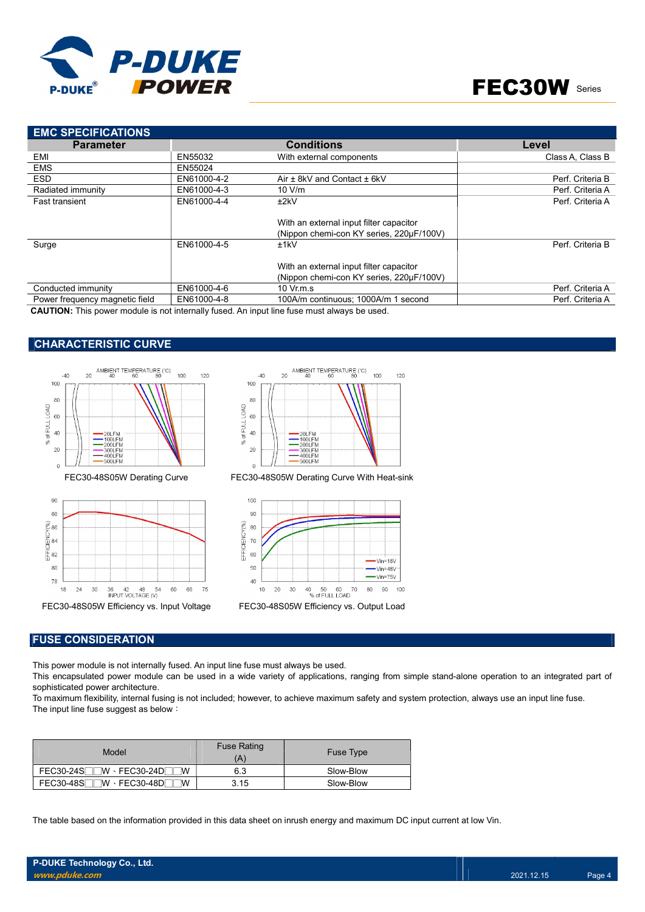## EMC SPECIFICATIONS

| Parameter | | Conditions | Level |
|---|---|---|---|
| EMI | EN55032 | With external components | Class A, Class B |
| EMS | EN55024 | | |
| ESD | EN61000-4-2 | Air ± 8kV and Contact ± 6kV | Perf. Criteria B |
| Radiated immunity | EN61000-4-3 | 10 V/m | Perf. Criteria A |
| Fast transient | EN61000-4-4 | ±2kV<br><br>With an external input filter capacitor (Nippon chemi-con KY series, 220μF/100V) | Perf. Criteria A |
| Surge | EN61000-4-5 | ±1kV<br><br>With an external input filter capacitor (Nippon chemi-con KY series, 220μF/100V) | Perf. Criteria B |
| Conducted immunity | EN61000-4-6 | 10 Vr.m.s | Perf. Criteria A |
| Power frequency magnetic field | EN61000-4-8 | 100A/m continuous; 1000A/m 1 second | Perf. Criteria A |

**CAUTION:** This power module is not internally fused. An input line fuse must always be used.

## CHARACTERISTIC CURVE

FEC30-48S05W Derating Curve

FEC30-48S05W Derating Curve With Heat-sink

FEC30-48S05W Efficiency vs. Input Voltage

FEC30-48S05W Efficiency vs. Output Load

## FUSE CONSIDERATION

This power module is not internally fused. An input line fuse must always be used.
This encapsulated power module can be used in a wide variety of applications, ranging from simple stand-alone operation to an integrated part of sophisticated power architecture.
To maximum flexibility, internal fusing is not included; however, to achieve maximum safety and system protection, always use an input line fuse.
The input line fuse suggest as below：

| Model | Fuse Rating (A) | Fuse Type |
|---|---|---|
| FEC30-24S□□W、FEC30-24D□□W | 6.3 | Slow-Blow |
| FEC30-48S□□W、FEC30-48D□□W | 3.15 | Slow-Blow |

The table based on the information provided in this data sheet on inrush energy and maximum DC input current at low Vin.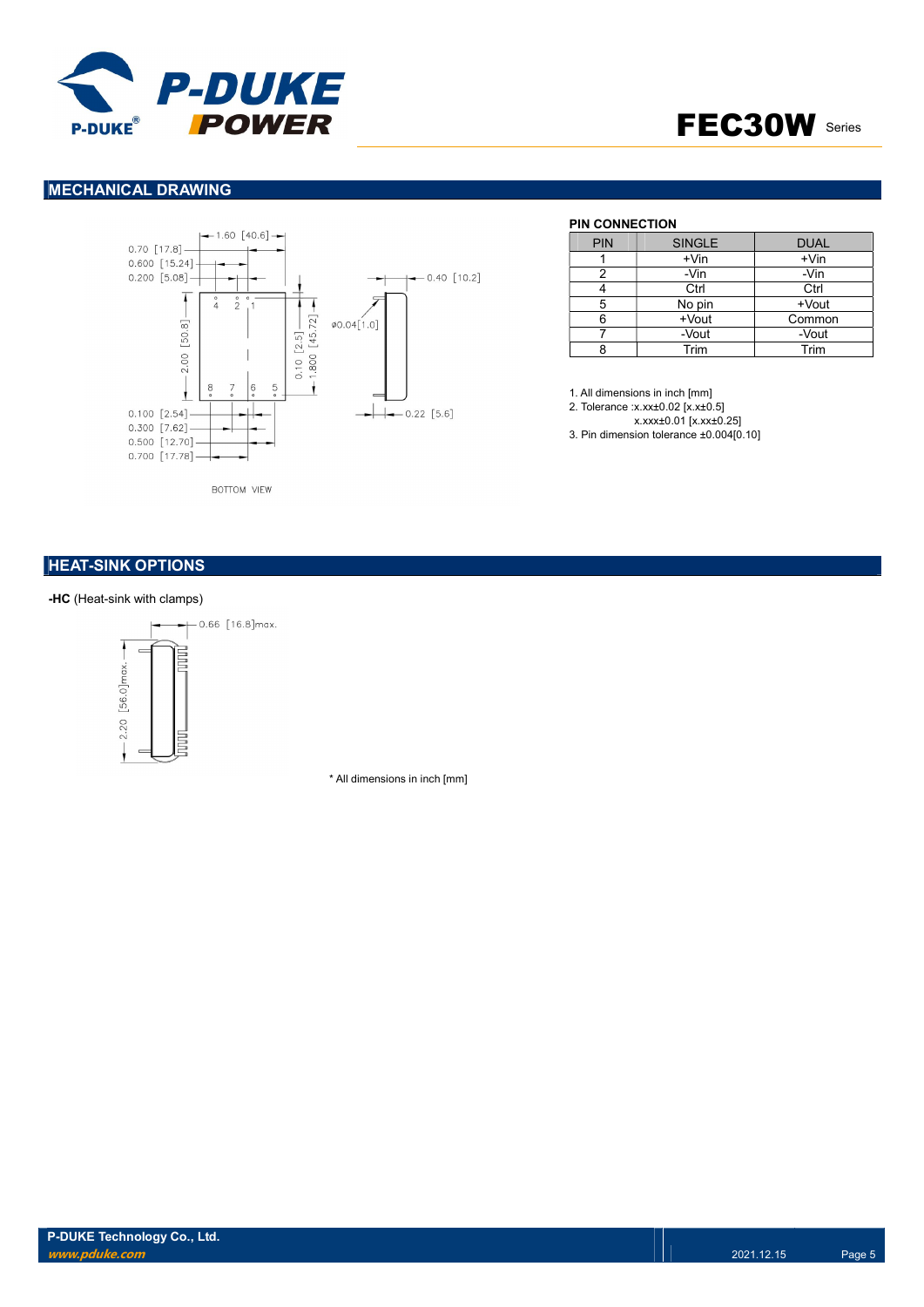## MECHANICAL DRAWING

### PIN CONNECTION

| PIN | SINGLE | DUAL |
|---|---|---|
| 1 | +Vin | +Vin |
| 2 | -Vin | -Vin |
| 4 | Ctrl | Ctrl |
| 5 | No pin | +Vout |
| 6 | +Vout | Common |
| 7 | -Vout | -Vout |
| 8 | Trim | Trim |

1. All dimensions in inch [mm]
2. Tolerance :x.xx±0.02 [x.x±0.5]
   x.xxx±0.01 [x.xx±0.25]
3. Pin dimension tolerance ±0.004[0.10]

## HEAT-SINK OPTIONS

**-HC** (Heat-sink with clamps)

* All dimensions in inch [mm]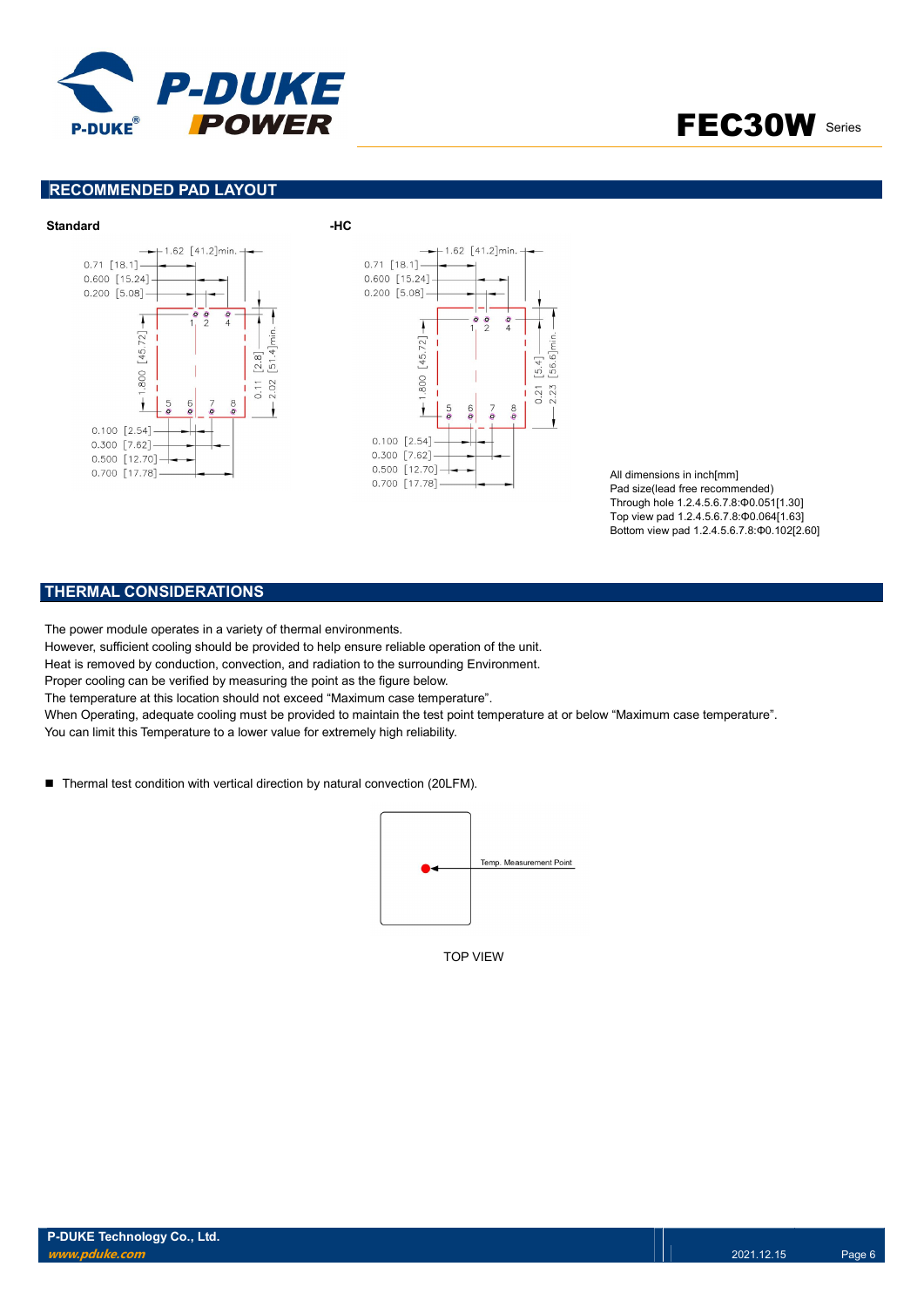## RECOMMENDED PAD LAYOUT

**Standard**

**-HC**

All dimensions in inch[mm]
Pad size(lead free recommended)
Through hole 1.2.4.5.6.7.8:Φ0.051[1.30]
Top view pad 1.2.4.5.6.7.8:Φ0.064[1.63]
Bottom view pad 1.2.4.5.6.7.8:Φ0.102[2.60]

## THERMAL CONSIDERATIONS

The power module operates in a variety of thermal environments.
However, sufficient cooling should be provided to help ensure reliable operation of the unit.
Heat is removed by conduction, convection, and radiation to the surrounding Environment.
Proper cooling can be verified by measuring the point as the figure below.
The temperature at this location should not exceed "Maximum case temperature".
When Operating, adequate cooling must be provided to maintain the test point temperature at or below "Maximum case temperature".
You can limit this Temperature to a lower value for extremely high reliability.

- Thermal test condition with vertical direction by natural convection (20LFM).

Temp. Measurement Point

TOP VIEW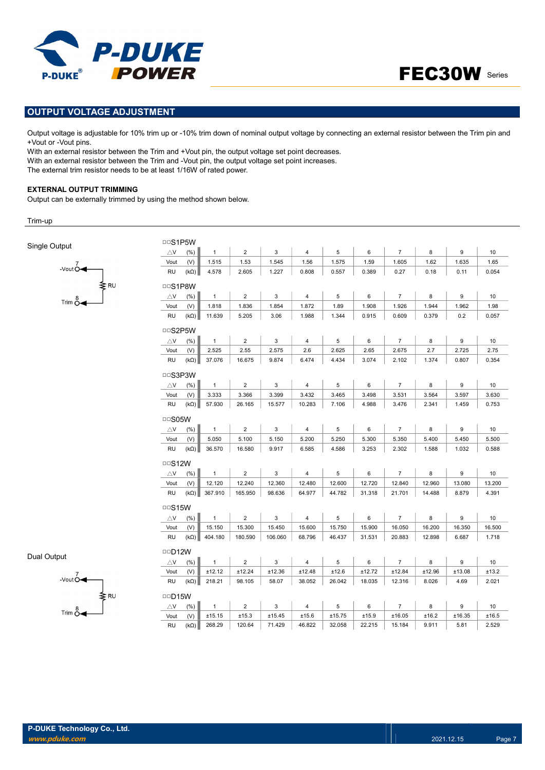## OUTPUT VOLTAGE ADJUSTMENT

Output voltage is adjustable for 10% trim up or -10% trim down of nominal output voltage by connecting an external resistor between the Trim pin and +Vout or -Vout pins.
With an external resistor between the Trim and +Vout pin, the output voltage set point decreases.
With an external resistor between the Trim and -Vout pin, the output voltage set point increases.
The external trim resistor needs to be at least 1/16W of rated power.

### EXTERNAL OUTPUT TRIMMING

Output can be externally trimmed by using the method shown below.

Trim-up

Single Output

-Vout 7, RU, Trim 8

□□S1P5W

| △V (%) | 1 | 2 | 3 | 4 | 5 | 6 | 7 | 8 | 9 | 10 |
|---|---|---|---|---|---|---|---|---|---|---|
| Vout (V) | 1.515 | 1.53 | 1.545 | 1.56 | 1.575 | 1.59 | 1.605 | 1.62 | 1.635 | 1.65 |
| RU (kΩ) | 4.578 | 2.605 | 1.227 | 0.808 | 0.557 | 0.389 | 0.27 | 0.18 | 0.11 | 0.054 |

□□S1P8W

| △V (%) | 1 | 2 | 3 | 4 | 5 | 6 | 7 | 8 | 9 | 10 |
|---|---|---|---|---|---|---|---|---|---|---|
| Vout (V) | 1.818 | 1.836 | 1.854 | 1.872 | 1.89 | 1.908 | 1.926 | 1.944 | 1.962 | 1.98 |
| RU (kΩ) | 11.639 | 5.205 | 3.06 | 1.988 | 1.344 | 0.915 | 0.609 | 0.379 | 0.2 | 0.057 |

□□S2P5W

| △V (%) | 1 | 2 | 3 | 4 | 5 | 6 | 7 | 8 | 9 | 10 |
|---|---|---|---|---|---|---|---|---|---|---|
| Vout (V) | 2.525 | 2.55 | 2.575 | 2.6 | 2.625 | 2.65 | 2.675 | 2.7 | 2.725 | 2.75 |
| RU (kΩ) | 37.076 | 16.675 | 9.874 | 6.474 | 4.434 | 3.074 | 2.102 | 1.374 | 0.807 | 0.354 |

□□S3P3W

| △V (%) | 1 | 2 | 3 | 4 | 5 | 6 | 7 | 8 | 9 | 10 |
|---|---|---|---|---|---|---|---|---|---|---|
| Vout (V) | 3.333 | 3.366 | 3.399 | 3.432 | 3.465 | 3.498 | 3.531 | 3.564 | 3.597 | 3.630 |
| RU (kΩ) | 57.930 | 26.165 | 15.577 | 10.283 | 7.106 | 4.988 | 3.476 | 2.341 | 1.459 | 0.753 |

□□S05W

| △V (%) | 1 | 2 | 3 | 4 | 5 | 6 | 7 | 8 | 9 | 10 |
|---|---|---|---|---|---|---|---|---|---|---|
| Vout (V) | 5.050 | 5.100 | 5.150 | 5.200 | 5.250 | 5.300 | 5.350 | 5.400 | 5.450 | 5.500 |
| RU (kΩ) | 36.570 | 16.580 | 9.917 | 6.585 | 4.586 | 3.253 | 2.302 | 1.588 | 1.032 | 0.588 |

□□S12W

| △V (%) | 1 | 2 | 3 | 4 | 5 | 6 | 7 | 8 | 9 | 10 |
|---|---|---|---|---|---|---|---|---|---|---|
| Vout (V) | 12.120 | 12.240 | 12.360 | 12.480 | 12.600 | 12.720 | 12.840 | 12.960 | 13.080 | 13.200 |
| RU (kΩ) | 367.910 | 165.950 | 98.636 | 64.977 | 44.782 | 31.318 | 21.701 | 14.488 | 8.879 | 4.391 |

□□S15W

| △V (%) | 1 | 2 | 3 | 4 | 5 | 6 | 7 | 8 | 9 | 10 |
|---|---|---|---|---|---|---|---|---|---|---|
| Vout (V) | 15.150 | 15.300 | 15.450 | 15.600 | 15.750 | 15.900 | 16.050 | 16.200 | 16.350 | 16.500 |
| RU (kΩ) | 404.180 | 180.590 | 106.060 | 68.796 | 46.437 | 31.531 | 20.883 | 12.898 | 6.687 | 1.718 |

Dual Output

-Vout 7, RU, Trim 8

□□D12W

| △V (%) | 1 | 2 | 3 | 4 | 5 | 6 | 7 | 8 | 9 | 10 |
|---|---|---|---|---|---|---|---|---|---|---|
| Vout (V) | ±12.12 | ±12.24 | ±12.36 | ±12.48 | ±12.6 | ±12.72 | ±12.84 | ±12.96 | ±13.08 | ±13.2 |
| RU (kΩ) | 218.21 | 98.105 | 58.07 | 38.052 | 26.042 | 18.035 | 12.316 | 8.026 | 4.69 | 2.021 |

□□D15W

| △V (%) | 1 | 2 | 3 | 4 | 5 | 6 | 7 | 8 | 9 | 10 |
|---|---|---|---|---|---|---|---|---|---|---|
| Vout (V) | ±15.15 | ±15.3 | ±15.45 | ±15.6 | ±15.75 | ±15.9 | ±16.05 | ±16.2 | ±16.35 | ±16.5 |
| RU (kΩ) | 268.29 | 120.64 | 71.429 | 46.822 | 32.058 | 22.215 | 15.184 | 9.911 | 5.81 | 2.529 |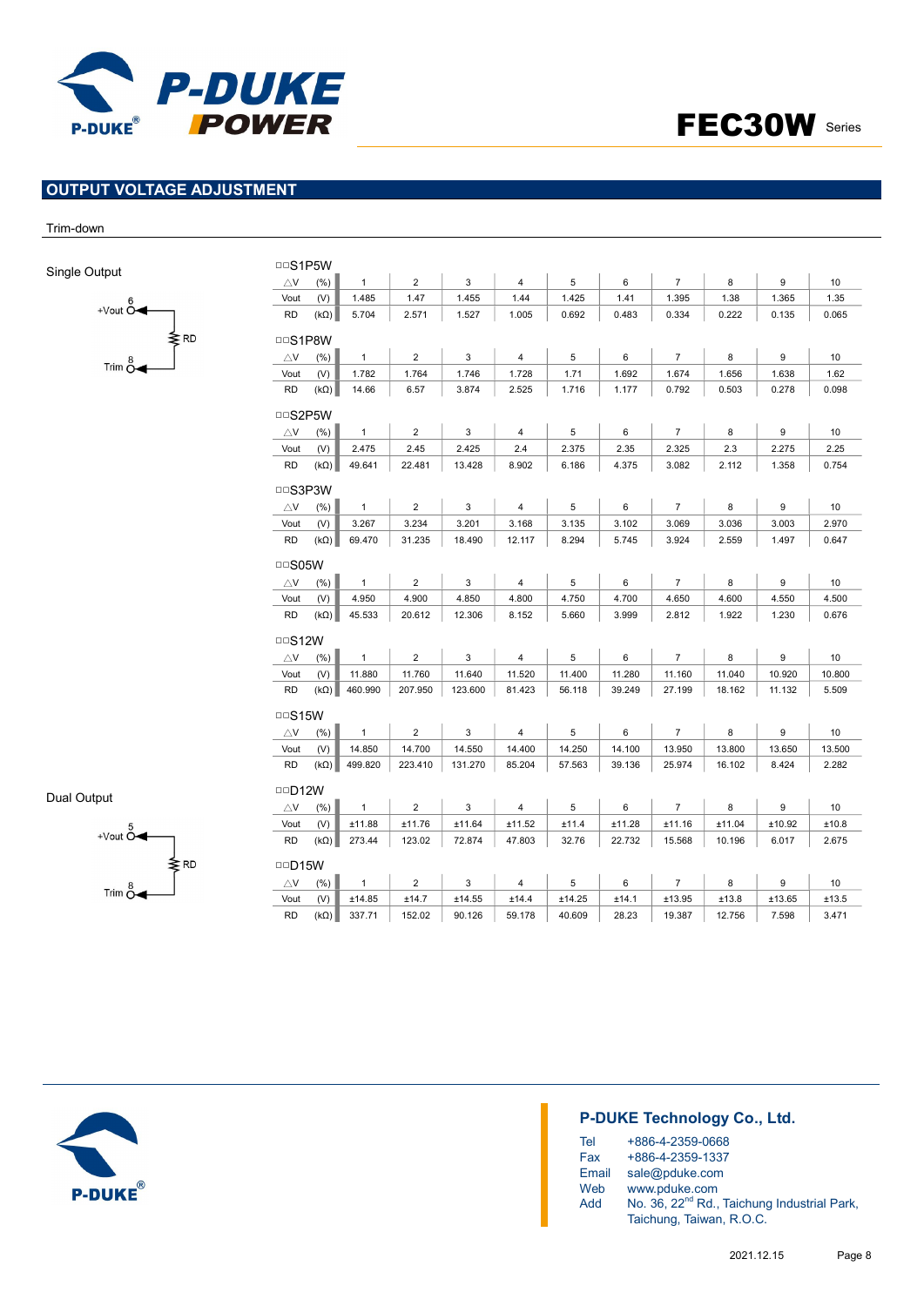## OUTPUT VOLTAGE ADJUSTMENT

Trim-down

Single Output

+Vout 6
RD
Trim 8

□□S1P5W

| △V | (%) | 1 | 2 | 3 | 4 | 5 | 6 | 7 | 8 | 9 | 10 |
|---|---|---|---|---|---|---|---|---|---|---|---|
| Vout | (V) | 1.485 | 1.47 | 1.455 | 1.44 | 1.425 | 1.41 | 1.395 | 1.38 | 1.365 | 1.35 |
| RD | (kΩ) | 5.704 | 2.571 | 1.527 | 1.005 | 0.692 | 0.483 | 0.334 | 0.222 | 0.135 | 0.065 |

□□S1P8W

| △V | (%) | 1 | 2 | 3 | 4 | 5 | 6 | 7 | 8 | 9 | 10 |
|---|---|---|---|---|---|---|---|---|---|---|---|
| Vout | (V) | 1.782 | 1.764 | 1.746 | 1.728 | 1.71 | 1.692 | 1.674 | 1.656 | 1.638 | 1.62 |
| RD | (kΩ) | 14.66 | 6.57 | 3.874 | 2.525 | 1.716 | 1.177 | 0.792 | 0.503 | 0.278 | 0.098 |

□□S2P5W

| △V | (%) | 1 | 2 | 3 | 4 | 5 | 6 | 7 | 8 | 9 | 10 |
|---|---|---|---|---|---|---|---|---|---|---|---|
| Vout | (V) | 2.475 | 2.45 | 2.425 | 2.4 | 2.375 | 2.35 | 2.325 | 2.3 | 2.275 | 2.25 |
| RD | (kΩ) | 49.641 | 22.481 | 13.428 | 8.902 | 6.186 | 4.375 | 3.082 | 2.112 | 1.358 | 0.754 |

□□S3P3W

| △V | (%) | 1 | 2 | 3 | 4 | 5 | 6 | 7 | 8 | 9 | 10 |
|---|---|---|---|---|---|---|---|---|---|---|---|
| Vout | (V) | 3.267 | 3.234 | 3.201 | 3.168 | 3.135 | 3.102 | 3.069 | 3.036 | 3.003 | 2.970 |
| RD | (kΩ) | 69.470 | 31.235 | 18.490 | 12.117 | 8.294 | 5.745 | 3.924 | 2.559 | 1.497 | 0.647 |

□□S05W

| △V | (%) | 1 | 2 | 3 | 4 | 5 | 6 | 7 | 8 | 9 | 10 |
|---|---|---|---|---|---|---|---|---|---|---|---|
| Vout | (V) | 4.950 | 4.900 | 4.850 | 4.800 | 4.750 | 4.700 | 4.650 | 4.600 | 4.550 | 4.500 |
| RD | (kΩ) | 45.533 | 20.612 | 12.306 | 8.152 | 5.660 | 3.999 | 2.812 | 1.922 | 1.230 | 0.676 |

□□S12W

| △V | (%) | 1 | 2 | 3 | 4 | 5 | 6 | 7 | 8 | 9 | 10 |
|---|---|---|---|---|---|---|---|---|---|---|---|
| Vout | (V) | 11.880 | 11.760 | 11.640 | 11.520 | 11.400 | 11.280 | 11.160 | 11.040 | 10.920 | 10.800 |
| RD | (kΩ) | 460.990 | 207.950 | 123.600 | 81.423 | 56.118 | 39.249 | 27.199 | 18.162 | 11.132 | 5.509 |

□□S15W

| △V | (%) | 1 | 2 | 3 | 4 | 5 | 6 | 7 | 8 | 9 | 10 |
|---|---|---|---|---|---|---|---|---|---|---|---|
| Vout | (V) | 14.850 | 14.700 | 14.550 | 14.400 | 14.250 | 14.100 | 13.950 | 13.800 | 13.650 | 13.500 |
| RD | (kΩ) | 499.820 | 223.410 | 131.270 | 85.204 | 57.563 | 39.136 | 25.974 | 16.102 | 8.424 | 2.282 |

Dual Output

+Vout 5
RD
Trim 8

□□D12W

| △V | (%) | 1 | 2 | 3 | 4 | 5 | 6 | 7 | 8 | 9 | 10 |
|---|---|---|---|---|---|---|---|---|---|---|---|
| Vout | (V) | ±11.88 | ±11.76 | ±11.64 | ±11.52 | ±11.4 | ±11.28 | ±11.16 | ±11.04 | ±10.92 | ±10.8 |
| RD | (kΩ) | 273.44 | 123.02 | 72.874 | 47.803 | 32.76 | 22.732 | 15.568 | 10.196 | 6.017 | 2.675 |

□□D15W

| △V | (%) | 1 | 2 | 3 | 4 | 5 | 6 | 7 | 8 | 9 | 10 |
|---|---|---|---|---|---|---|---|---|---|---|---|
| Vout | (V) | ±14.85 | ±14.7 | ±14.55 | ±14.4 | ±14.25 | ±14.1 | ±13.95 | ±13.8 | ±13.65 | ±13.5 |
| RD | (kΩ) | 337.71 | 152.02 | 90.126 | 59.178 | 40.609 | 28.23 | 19.387 | 12.756 | 7.598 | 3.471 |

**P-DUKE Technology Co., Ltd.**

Tel +886-4-2359-0668
Fax +886-4-2359-1337
Email sale@pduke.com
Web www.pduke.com
Add No. 36, 22nd Rd., Taichung Industrial Park, Taichung, Taiwan, R.O.C.

2021.12.15